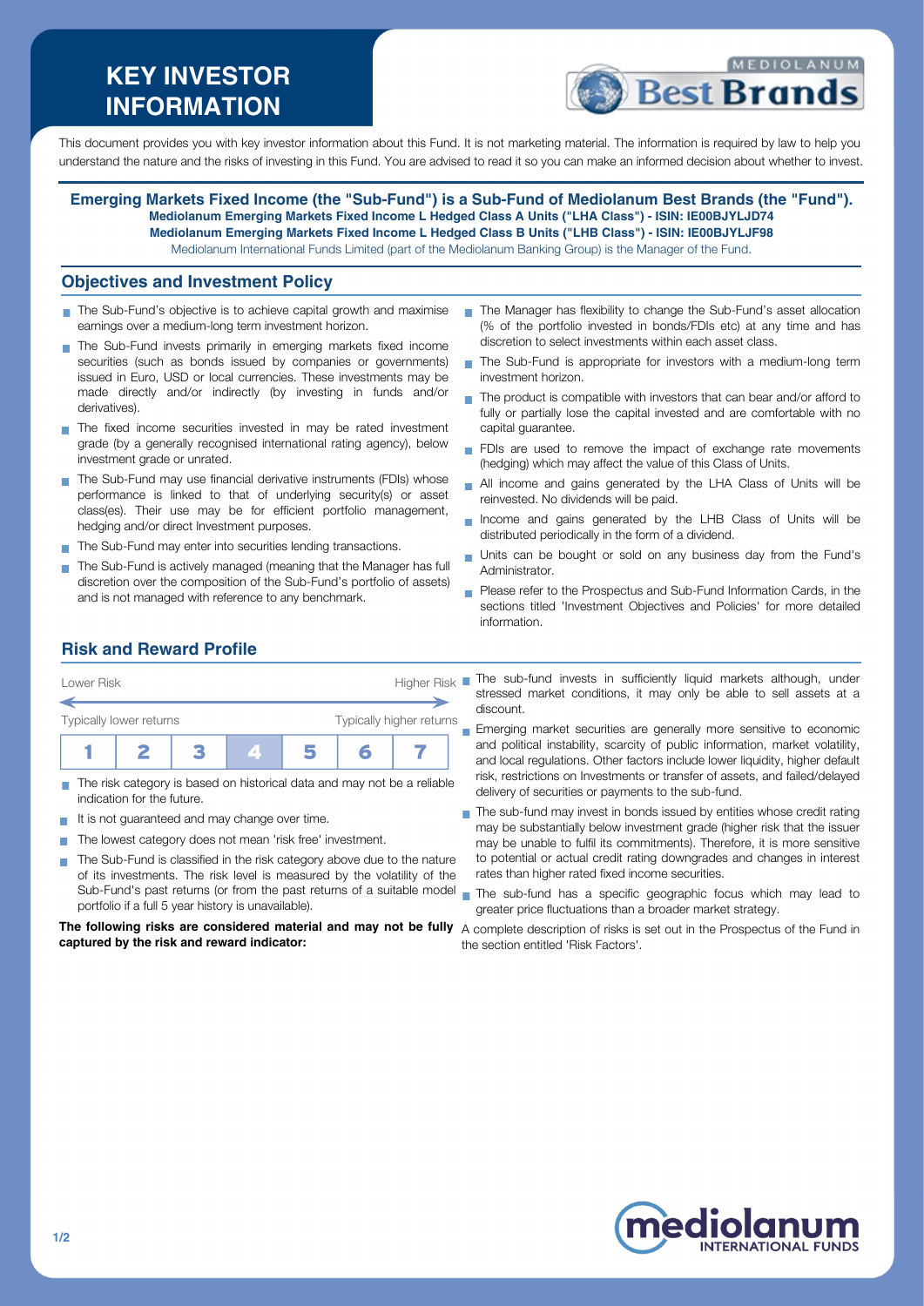# KEY INVESTOR INFORMATION

This document provides you with key investor information about this Fund. It is not marketing material. The information is required by law to help you understand the nature and the risks of investing in this Fund. You are advised to read it so you can make an informed decision about whether to invest.

**Emerging Markets Fixed Income (the "Sub-Fund") is a Sub-Fund of Mediolanum Best Brands (the "Fund").**
**Mediolanum Emerging Markets Fixed Income L Hedged Class A Units ("LHA Class") - ISIN: IE00BJYLJD74**
**Mediolanum Emerging Markets Fixed Income L Hedged Class B Units ("LHB Class") - ISIN: IE00BJYLJF98**
Mediolanum International Funds Limited (part of the Mediolanum Banking Group) is the Manager of the Fund.

## Objectives and Investment Policy

- The Sub-Fund's objective is to achieve capital growth and maximise earnings over a medium-long term investment horizon.
- The Sub-Fund invests primarily in emerging markets fixed income securities (such as bonds issued by companies or governments) issued in Euro, USD or local currencies. These investments may be made directly and/or indirectly (by investing in funds and/or derivatives).
- The fixed income securities invested in may be rated investment grade (by a generally recognised international rating agency), below investment grade or unrated.
- The Sub-Fund may use financial derivative instruments (FDIs) whose performance is linked to that of underlying security(s) or asset class(es). Their use may be for efficient portfolio management, hedging and/or direct Investment purposes.
- The Sub-Fund may enter into securities lending transactions.
- The Sub-Fund is actively managed (meaning that the Manager has full discretion over the composition of the Sub-Fund's portfolio of assets) and is not managed with reference to any benchmark.
- The Manager has flexibility to change the Sub-Fund's asset allocation (% of the portfolio invested in bonds/FDIs etc) at any time and has discretion to select investments within each asset class.
- The Sub-Fund is appropriate for investors with a medium-long term investment horizon.
- The product is compatible with investors that can bear and/or afford to fully or partially lose the capital invested and are comfortable with no capital guarantee.
- FDIs are used to remove the impact of exchange rate movements (hedging) which may affect the value of this Class of Units.
- All income and gains generated by the LHA Class of Units will be reinvested. No dividends will be paid.
- Income and gains generated by the LHB Class of Units will be distributed periodically in the form of a dividend.
- Units can be bought or sold on any business day from the Fund's Administrator.
- Please refer to the Prospectus and Sub-Fund Information Cards, in the sections titled 'Investment Objectives and Policies' for more detailed information.

## Risk and Reward Profile

| Lower Risk | | | | | | Higher Risk |
|---|---|---|---|---|---|---|
| Typically lower returns | | | | | | Typically higher returns |
| 1 | 2 | 3 | **4** | 5 | 6 | 7 |

- The risk category is based on historical data and may not be a reliable indication for the future.
- It is not guaranteed and may change over time.
- The lowest category does not mean 'risk free' investment.
- The Sub-Fund is classified in the risk category above due to the nature of its investments. The risk level is measured by the volatility of the Sub-Fund's past returns (or from the past returns of a suitable model portfolio if a full 5 year history is unavailable).

**The following risks are considered material and may not be fully captured by the risk and reward indicator:**

- The sub-fund invests in sufficiently liquid markets although, under stressed market conditions, it may only be able to sell assets at a discount.
- Emerging market securities are generally more sensitive to economic and political instability, scarcity of public information, market volatility, and local regulations. Other factors include lower liquidity, higher default risk, restrictions on Investments or transfer of assets, and failed/delayed delivery of securities or payments to the sub-fund.
- The sub-fund may invest in bonds issued by entities whose credit rating may be substantially below investment grade (higher risk that the issuer may be unable to fulfil its commitments). Therefore, it is more sensitive to potential or actual credit rating downgrades and changes in interest rates than higher rated fixed income securities.
- The sub-fund has a specific geographic focus which may lead to greater price fluctuations than a broader market strategy.

A complete description of risks is set out in the Prospectus of the Fund in the section entitled 'Risk Factors'.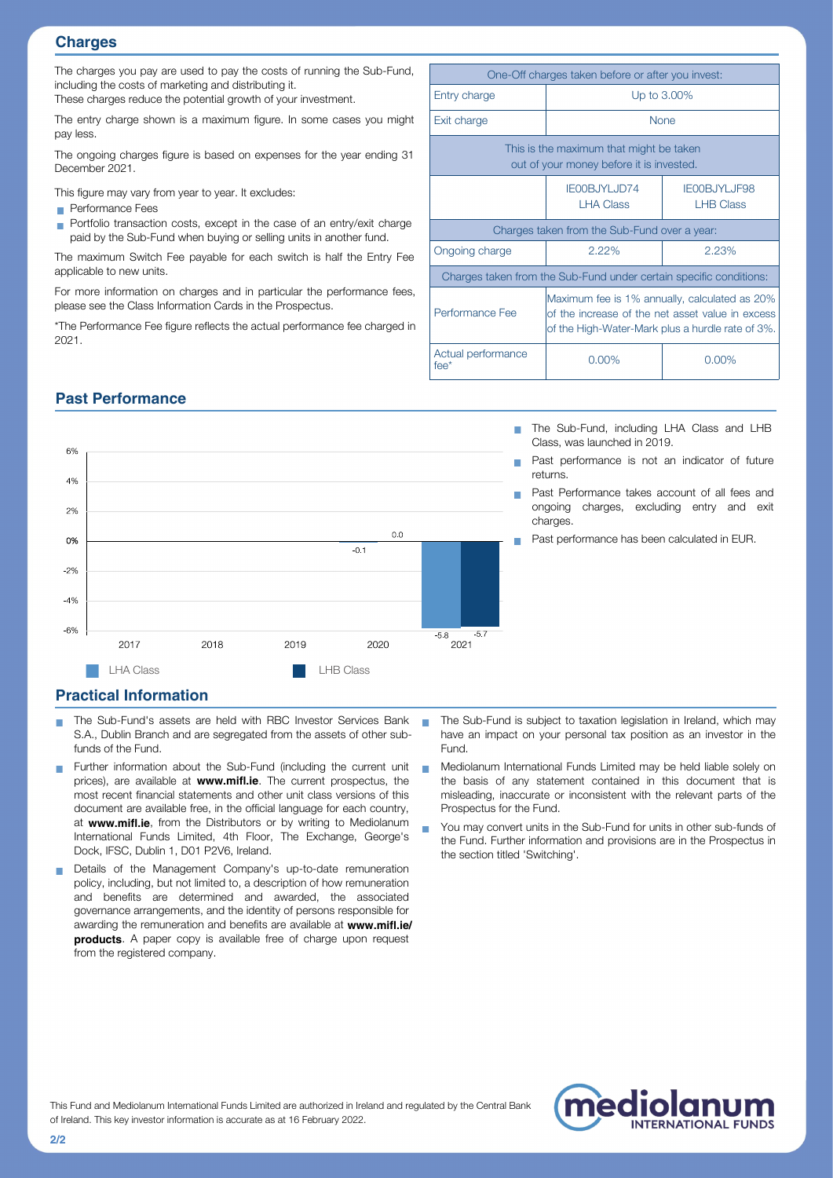## Charges

The charges you pay are used to pay the costs of running the Sub-Fund, including the costs of marketing and distributing it.
These charges reduce the potential growth of your investment.

The entry charge shown is a maximum figure. In some cases you might pay less.

The ongoing charges figure is based on expenses for the year ending 31 December 2021.

This figure may vary from year to year. It excludes:

- Performance Fees
- Portfolio transaction costs, except in the case of an entry/exit charge paid by the Sub-Fund when buying or selling units in another fund.

The maximum Switch Fee payable for each switch is half the Entry Fee applicable to new units.

For more information on charges and in particular the performance fees, please see the Class Information Cards in the Prospectus.

*The Performance Fee figure reflects the actual performance fee charged in 2021.

| One-Off charges taken before or after you invest: | | |
|---|---|---|
| Entry charge | Up to 3.00% | |
| Exit charge | None | |
| This is the maximum that might be taken out of your money before it is invested. | | |
| | IE00BJYLJD74 LHA Class | IE00BJYLJF98 LHB Class |
| Charges taken from the Sub-Fund over a year: | | |
| Ongoing charge | 2.22% | 2.23% |
| Charges taken from the Sub-Fund under certain specific conditions: | | |
| Performance Fee | Maximum fee is 1% annually, calculated as 20% of the increase of the net asset value in excess of the High-Water-Mark plus a hurdle rate of 3%. | |
| Actual performance fee* | 0.00% | 0.00% |

## Past Performance

6%
4%
2%
0%
-2%
-4%
-6%

2017
2018
2019
2020
2021

-0.1
0.0
-5.8
-5.7

LHA Class
LHB Class

- The Sub-Fund, including LHA Class and LHB Class, was launched in 2019.
- Past performance is not an indicator of future returns.
- Past Performance takes account of all fees and ongoing charges, excluding entry and exit charges.
- Past performance has been calculated in EUR.

## Practical Information

- The Sub-Fund's assets are held with RBC Investor Services Bank S.A., Dublin Branch and are segregated from the assets of other sub-funds of the Fund.
- Further information about the Sub-Fund (including the current unit prices), are available at **www.mifl.ie**. The current prospectus, the most recent financial statements and other unit class versions of this document are available free, in the official language for each country, at **www.mifl.ie**, from the Distributors or by writing to Mediolanum International Funds Limited, 4th Floor, The Exchange, George's Dock, IFSC, Dublin 1, D01 P2V6, Ireland.
- Details of the Management Company's up-to-date remuneration policy, including, but not limited to, a description of how remuneration and benefits are determined and awarded, the associated governance arrangements, and the identity of persons responsible for awarding the remuneration and benefits are available at **www.mifl.ie/products**. A paper copy is available free of charge upon request from the registered company.
- The Sub-Fund is subject to taxation legislation in Ireland, which may have an impact on your personal tax position as an investor in the Fund.
- Mediolanum International Funds Limited may be held liable solely on the basis of any statement contained in this document that is misleading, inaccurate or inconsistent with the relevant parts of the Prospectus for the Fund.
- You may convert units in the Sub-Fund for units in other sub-funds of the Fund. Further information and provisions are in the Prospectus in the section titled 'Switching'.

This Fund and Mediolanum International Funds Limited are authorized in Ireland and regulated by the Central Bank of Ireland. This key investor information is accurate as at 16 February 2022.

mediolanum INTERNATIONAL FUNDS